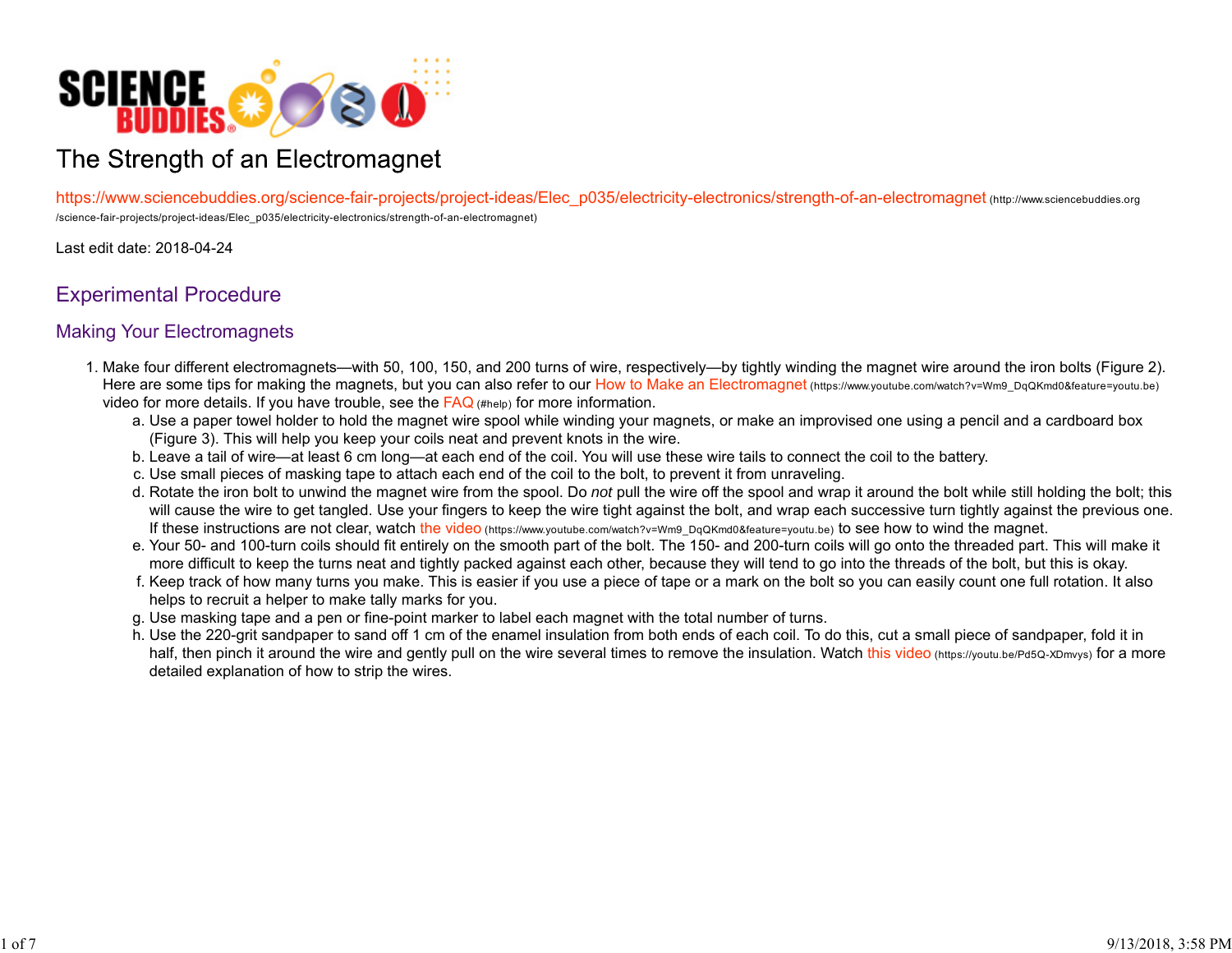# The Strength of an Electromagnet

https://www.sciencebuddies.org/science-fair-projects/project-ideas/Elec_p035/electricity-electronics/strength-of-an-electromagnet (http://www.sciencebuddies.org/science-fair-projects/project-ideas/Elec_p035/electricity-electronics/strength-of-an-electromagnet)

Last edit date: 2018-04-24

## Experimental Procedure

### Making Your Electromagnets

1. Make four different electromagnets—with 50, 100, 150, and 200 turns of wire, respectively—by tightly winding the magnet wire around the iron bolts (Figure 2). Here are some tips for making the magnets, but you can also refer to our How to Make an Electromagnet (https://www.youtube.com/watch?v=Wm9_DqQKmd0&feature=youtu.be) video for more details. If you have trouble, see the FAQ (#help) for more information.
   a. Use a paper towel holder to hold the magnet wire spool while winding your magnets, or make an improvised one using a pencil and a cardboard box (Figure 3). This will help you keep your coils neat and prevent knots in the wire.
   b. Leave a tail of wire—at least 6 cm long—at each end of the coil. You will use these wire tails to connect the coil to the battery.
   c. Use small pieces of masking tape to attach each end of the coil to the bolt, to prevent it from unraveling.
   d. Rotate the iron bolt to unwind the magnet wire from the spool. Do *not* pull the wire off the spool and wrap it around the bolt while still holding the bolt; this will cause the wire to get tangled. Use your fingers to keep the wire tight against the bolt, and wrap each successive turn tightly against the previous one. If these instructions are not clear, watch the video (https://www.youtube.com/watch?v=Wm9_DqQKmd0&feature=youtu.be) to see how to wind the magnet.
   e. Your 50- and 100-turn coils should fit entirely on the smooth part of the bolt. The 150- and 200-turn coils will go onto the threaded part. This will make it more difficult to keep the turns neat and tightly packed against each other, because they will tend to go into the threads of the bolt, but this is okay.
   f. Keep track of how many turns you make. This is easier if you use a piece of tape or a mark on the bolt so you can easily count one full rotation. It also helps to recruit a helper to make tally marks for you.
   g. Use masking tape and a pen or fine-point marker to label each magnet with the total number of turns.
   h. Use the 220-grit sandpaper to sand off 1 cm of the enamel insulation from both ends of each coil. To do this, cut a small piece of sandpaper, fold it in half, then pinch it around the wire and gently pull on the wire several times to remove the insulation. Watch this video (https://youtu.be/Pd5Q-XDmvys) for a more detailed explanation of how to strip the wires.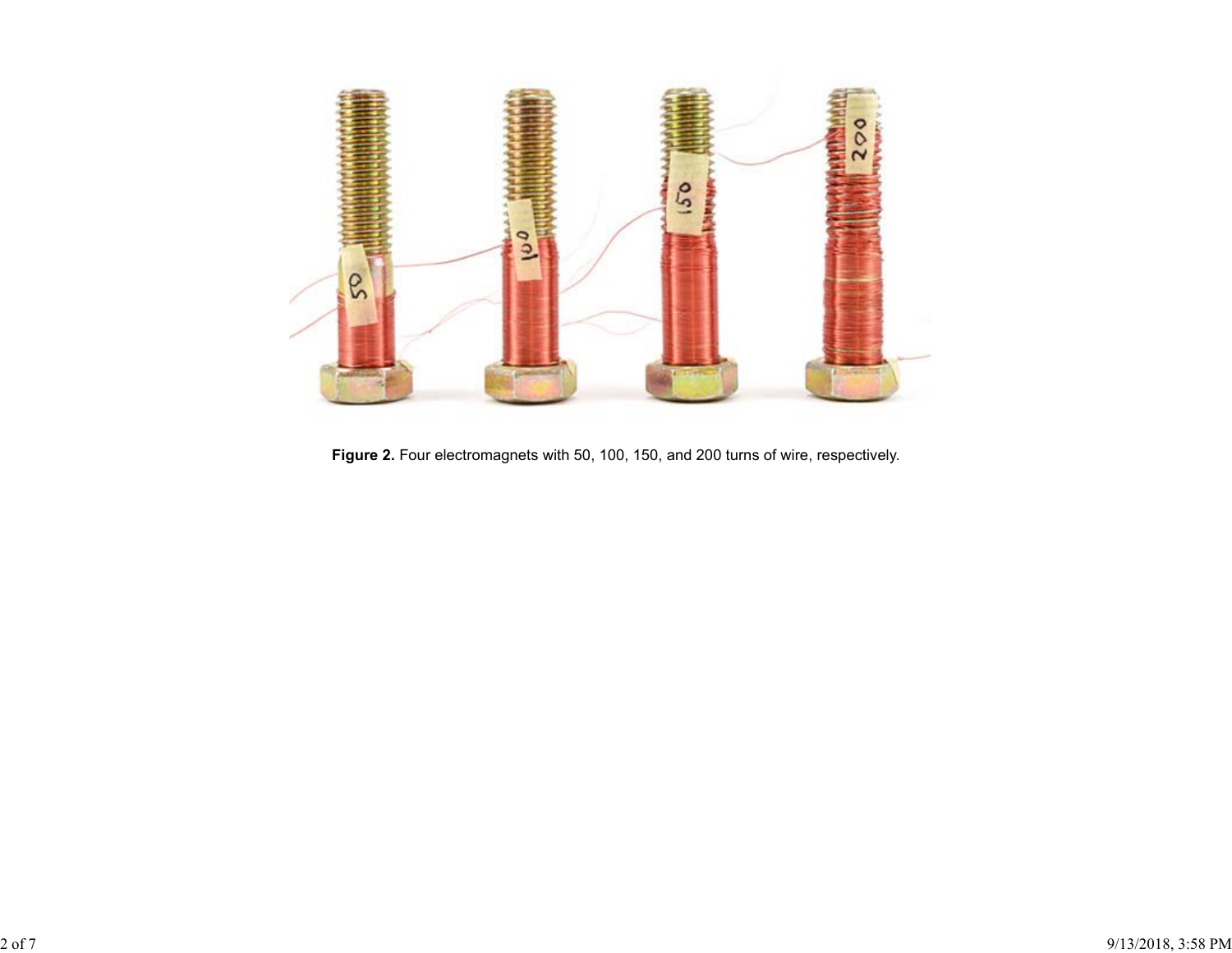**Figure 2.** Four electromagnets with 50, 100, 150, and 200 turns of wire, respectively.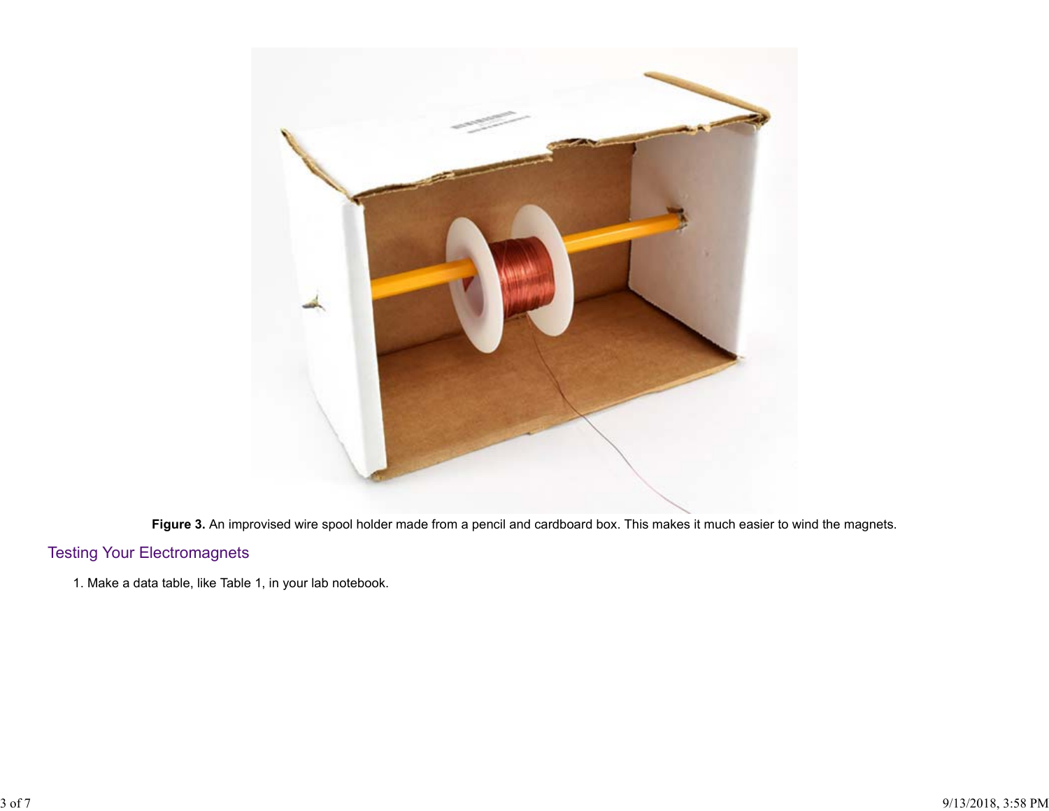**Figure 3.** An improvised wire spool holder made from a pencil and cardboard box. This makes it much easier to wind the magnets.

## Testing Your Electromagnets

1. Make a data table, like Table 1, in your lab notebook.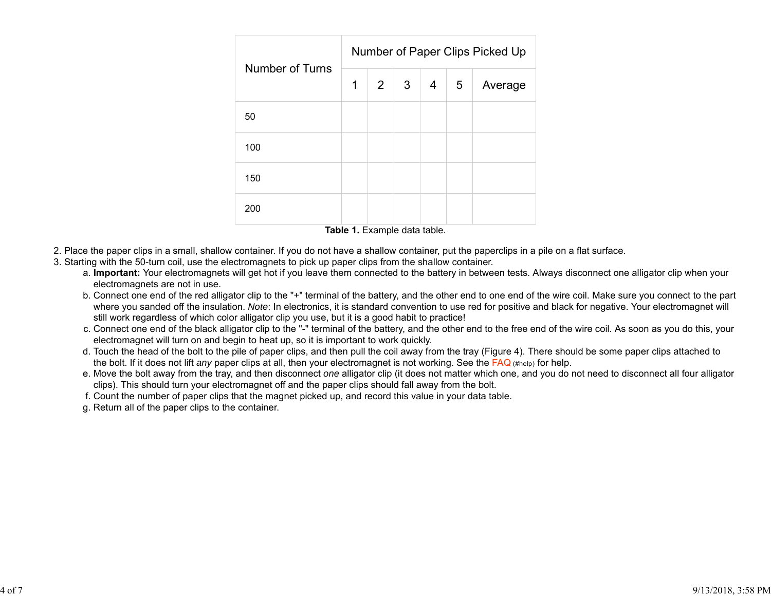| Number of Turns | Number of Paper Clips Picked Up | | | | | |
|---|---|---|---|---|---|---|
| | 1 | 2 | 3 | 4 | 5 | Average |
| 50 | | | | | | |
| 100 | | | | | | |
| 150 | | | | | | |
| 200 | | | | | | |

**Table 1.** Example data table.

2. Place the paper clips in a small, shallow container. If you do not have a shallow container, put the paperclips in a pile on a flat surface.
3. Starting with the 50-turn coil, use the electromagnets to pick up paper clips from the shallow container.
   a. **Important:** Your electromagnets will get hot if you leave them connected to the battery in between tests. Always disconnect one alligator clip when your electromagnets are not in use.
   b. Connect one end of the red alligator clip to the "+" terminal of the battery, and the other end to one end of the wire coil. Make sure you connect to the part where you sanded off the insulation. *Note*: In electronics, it is standard convention to use red for positive and black for negative. Your electromagnet will still work regardless of which color alligator clip you use, but it is a good habit to practice!
   c. Connect one end of the black alligator clip to the "-" terminal of the battery, and the other end to the free end of the wire coil. As soon as you do this, your electromagnet will turn on and begin to heat up, so it is important to work quickly.
   d. Touch the head of the bolt to the pile of paper clips, and then pull the coil away from the tray (Figure 4). There should be some paper clips attached to the bolt. If it does not lift *any* paper clips at all, then your electromagnet is not working. See the FAQ (#help) for help.
   e. Move the bolt away from the tray, and then disconnect *one* alligator clip (it does not matter which one, and you do not need to disconnect all four alligator clips). This should turn your electromagnet off and the paper clips should fall away from the bolt.
   f. Count the number of paper clips that the magnet picked up, and record this value in your data table.
   g. Return all of the paper clips to the container.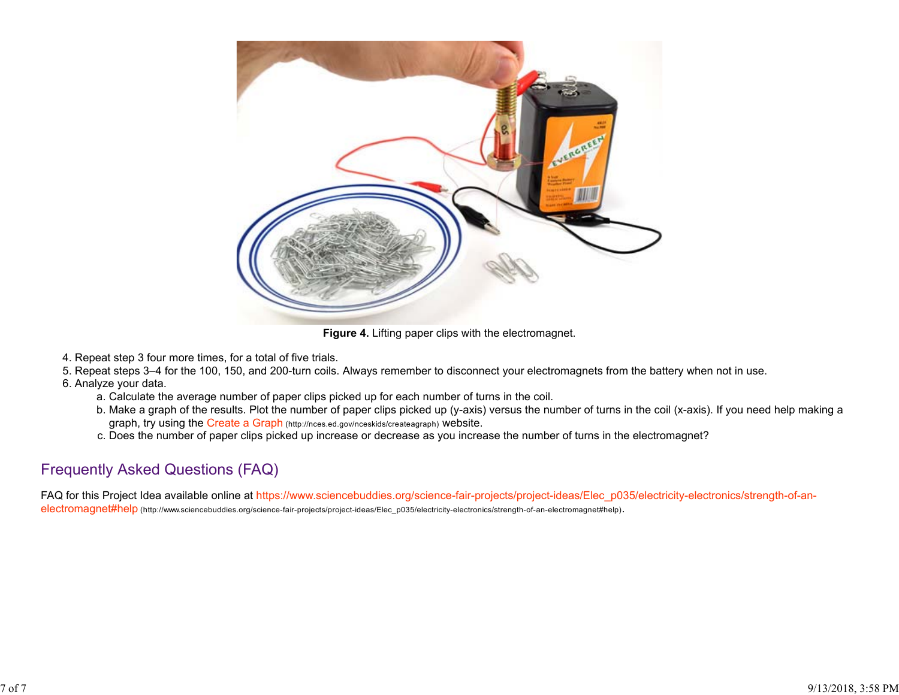**Figure 4.** Lifting paper clips with the electromagnet.

4. Repeat step 3 four more times, for a total of five trials.
5. Repeat steps 3–4 for the 100, 150, and 200-turn coils. Always remember to disconnect your electromagnets from the battery when not in use.
6. Analyze your data.
   a. Calculate the average number of paper clips picked up for each number of turns in the coil.
   b. Make a graph of the results. Plot the number of paper clips picked up (y-axis) versus the number of turns in the coil (x-axis). If you need help making a graph, try using the Create a Graph (http://nces.ed.gov/nceskids/createagraph) website.
   c. Does the number of paper clips picked up increase or decrease as you increase the number of turns in the electromagnet?

## Frequently Asked Questions (FAQ)

FAQ for this Project Idea available online at https://www.sciencebuddies.org/science-fair-projects/project-ideas/Elec_p035/electricity-electronics/strength-of-an-electromagnet#help (http://www.sciencebuddies.org/science-fair-projects/project-ideas/Elec_p035/electricity-electronics/strength-of-an-electromagnet#help).